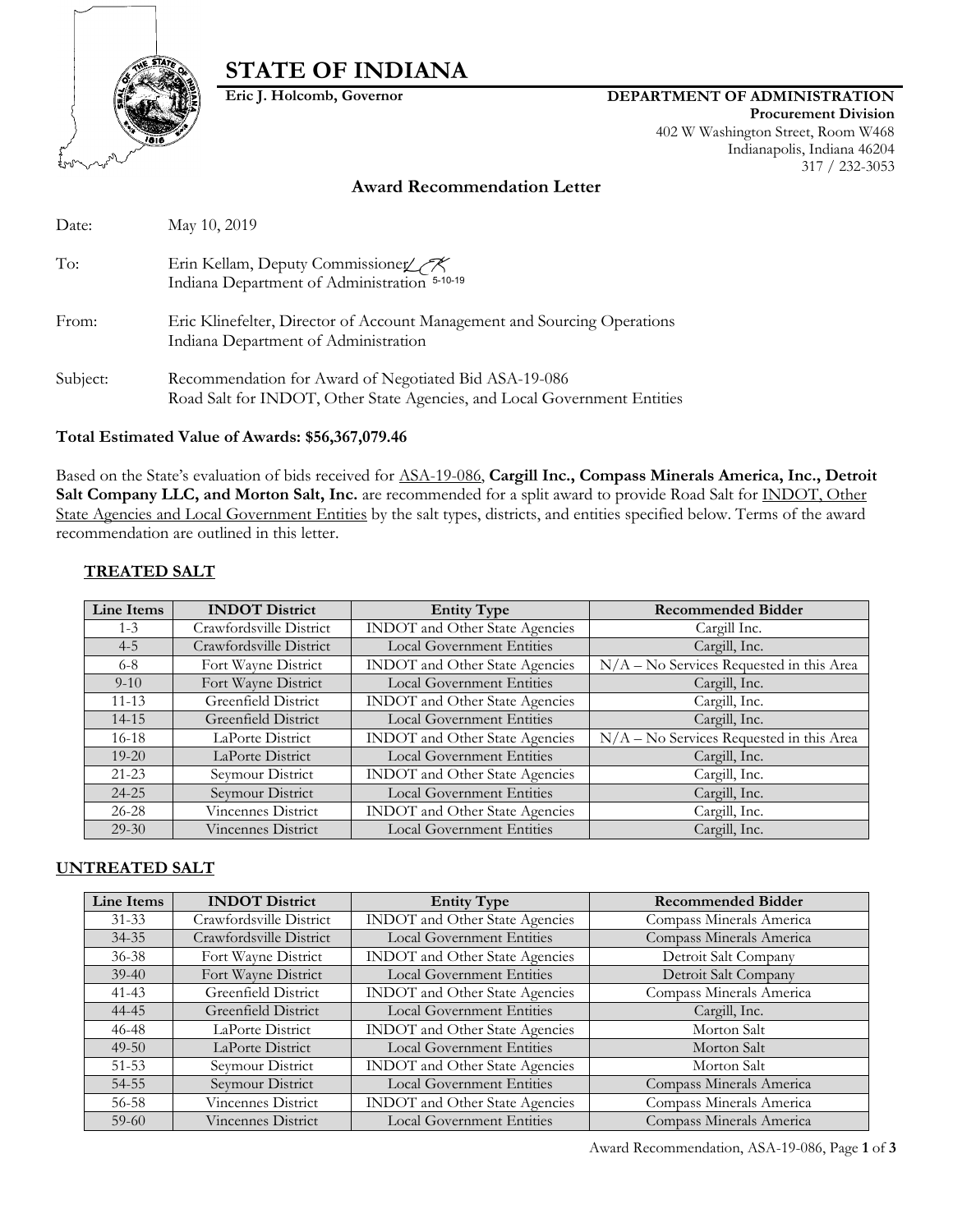# STATE OF INDIANA

**Eric J. Holcomb, Governor**

**DEPARTMENT OF ADMINISTRATION**
**Procurement Division**
402 W Washington Street, Room W468
Indianapolis, Indiana 46204
317 / 232-3053

## Award Recommendation Letter

Date: May 10, 2019

To: Erin Kellam, Deputy Commissioner
Indiana Department of Administration 5-10-19

From: Eric Klinefelter, Director of Account Management and Sourcing Operations
Indiana Department of Administration

Subject: Recommendation for Award of Negotiated Bid ASA-19-086
Road Salt for INDOT, Other State Agencies, and Local Government Entities

**Total Estimated Value of Awards: $56,367,079.46**

Based on the State's evaluation of bids received for ASA-19-086, **Cargill Inc., Compass Minerals America, Inc., Detroit Salt Company LLC, and Morton Salt, Inc.** are recommended for a split award to provide Road Salt for INDOT, Other State Agencies and Local Government Entities by the salt types, districts, and entities specified below. Terms of the award recommendation are outlined in this letter.

### TREATED SALT

| Line Items | INDOT District | Entity Type | Recommended Bidder |
|---|---|---|---|
| 1-3 | Crawfordsville District | INDOT and Other State Agencies | Cargill Inc. |
| 4-5 | Crawfordsville District | Local Government Entities | Cargill, Inc. |
| 6-8 | Fort Wayne District | INDOT and Other State Agencies | N/A – No Services Requested in this Area |
| 9-10 | Fort Wayne District | Local Government Entities | Cargill, Inc. |
| 11-13 | Greenfield District | INDOT and Other State Agencies | Cargill, Inc. |
| 14-15 | Greenfield District | Local Government Entities | Cargill, Inc. |
| 16-18 | LaPorte District | INDOT and Other State Agencies | N/A – No Services Requested in this Area |
| 19-20 | LaPorte District | Local Government Entities | Cargill, Inc. |
| 21-23 | Seymour District | INDOT and Other State Agencies | Cargill, Inc. |
| 24-25 | Seymour District | Local Government Entities | Cargill, Inc. |
| 26-28 | Vincennes District | INDOT and Other State Agencies | Cargill, Inc. |
| 29-30 | Vincennes District | Local Government Entities | Cargill, Inc. |

### UNTREATED SALT

| Line Items | INDOT District | Entity Type | Recommended Bidder |
|---|---|---|---|
| 31-33 | Crawfordsville District | INDOT and Other State Agencies | Compass Minerals America |
| 34-35 | Crawfordsville District | Local Government Entities | Compass Minerals America |
| 36-38 | Fort Wayne District | INDOT and Other State Agencies | Detroit Salt Company |
| 39-40 | Fort Wayne District | Local Government Entities | Detroit Salt Company |
| 41-43 | Greenfield District | INDOT and Other State Agencies | Compass Minerals America |
| 44-45 | Greenfield District | Local Government Entities | Cargill, Inc. |
| 46-48 | LaPorte District | INDOT and Other State Agencies | Morton Salt |
| 49-50 | LaPorte District | Local Government Entities | Morton Salt |
| 51-53 | Seymour District | INDOT and Other State Agencies | Morton Salt |
| 54-55 | Seymour District | Local Government Entities | Compass Minerals America |
| 56-58 | Vincennes District | INDOT and Other State Agencies | Compass Minerals America |
| 59-60 | Vincennes District | Local Government Entities | Compass Minerals America |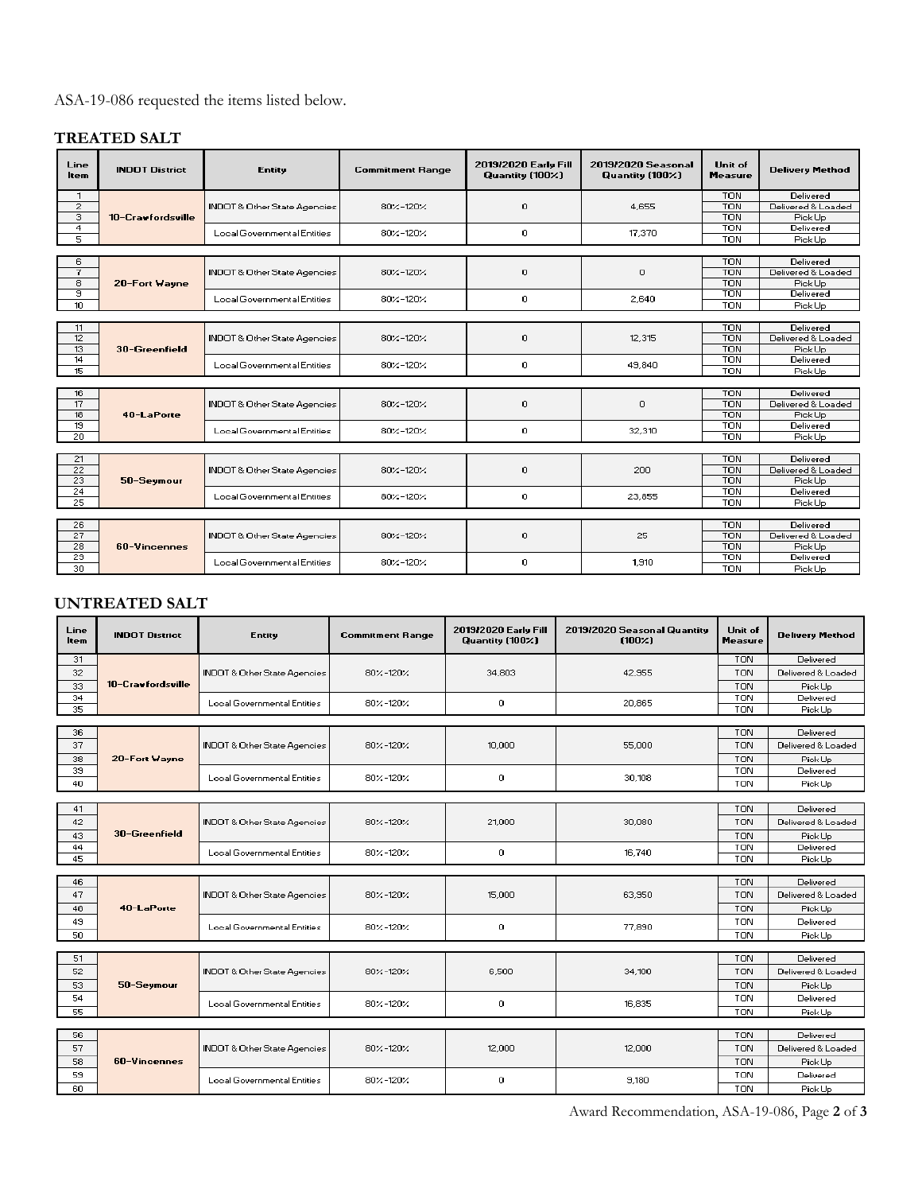ASA-19-086 requested the items listed below.

## TREATED SALT

| Line Item | INDOT District | Entity | Commitment Range | 2019/2020 Early Fill Quantity (100%) | 2019/2020 Seasonal Quantity (100%) | Unit of Measure | Delivery Method |
|---|---|---|---|---|---|---|---|
| 1 | 10-Crawfordsville | INDOT & Other State Agencies | 80%-120% | 0 | 4,655 | TON | Delivered |
| 2 | | | | | | TON | Delivered & Loaded |
| 3 | | | | | | TON | Pick Up |
| 4 | | Local Governmental Entities | 80%-120% | 0 | 17,370 | TON | Delivered |
| 5 | | | | | | TON | Pick Up |
| 6 | 20-Fort Wayne | INDOT & Other State Agencies | 80%-120% | 0 | 0 | TON | Delivered |
| 7 | | | | | | TON | Delivered & Loaded |
| 8 | | | | | | TON | Pick Up |
| 9 | | Local Governmental Entities | 80%-120% | 0 | 2,640 | TON | Delivered |
| 10 | | | | | | TON | Pick Up |
| 11 | 30-Greenfield | INDOT & Other State Agencies | 80%-120% | 0 | 12,315 | TON | Delivered |
| 12 | | | | | | TON | Delivered & Loaded |
| 13 | | | | | | TON | Pick Up |
| 14 | | Local Governmental Entities | 80%-120% | 0 | 49,840 | TON | Delivered |
| 15 | | | | | | TON | Pick Up |
| 16 | 40-LaPorte | INDOT & Other State Agencies | 80%-120% | 0 | 0 | TON | Delivered |
| 17 | | | | | | TON | Delivered & Loaded |
| 18 | | | | | | TON | Pick Up |
| 19 | | Local Governmental Entities | 80%-120% | 0 | 32,310 | TON | Delivered |
| 20 | | | | | | TON | Pick Up |
| 21 | 50-Seymour | INDOT & Other State Agencies | 80%-120% | 0 | 200 | TON | Delivered |
| 22 | | | | | | TON | Delivered & Loaded |
| 23 | | | | | | TON | Pick Up |
| 24 | | Local Governmental Entities | 80%-120% | 0 | 23,855 | TON | Delivered |
| 25 | | | | | | TON | Pick Up |
| 26 | 60-Vincennes | INDOT & Other State Agencies | 80%-120% | 0 | 25 | TON | Delivered |
| 27 | | | | | | TON | Delivered & Loaded |
| 28 | | | | | | TON | Pick Up |
| 29 | | Local Governmental Entities | 80%-120% | 0 | 1,910 | TON | Delivered |
| 30 | | | | | | TON | Pick Up |

## UNTREATED SALT

| Line Item | INDOT District | Entity | Commitment Range | 2019/2020 Early Fill Quantity (100%) | 2019/2020 Seasonal Quantity (100%) | Unit of Measure | Delivery Method |
|---|---|---|---|---|---|---|---|
| 31 | 10-Crawfordsville | INDOT & Other State Agencies | 80%-120% | 34,803 | 42,955 | TON | Delivered |
| 32 | | | | | | TON | Delivered & Loaded |
| 33 | | | | | | TON | Pick Up |
| 34 | | Local Governmental Entities | 80%-120% | 0 | 20,865 | TON | Delivered |
| 35 | | | | | | TON | Pick Up |
| 36 | 20-Fort Wayne | INDOT & Other State Agencies | 80%-120% | 10,000 | 55,000 | TON | Delivered |
| 37 | | | | | | TON | Delivered & Loaded |
| 38 | | | | | | TON | Pick Up |
| 39 | | Local Governmental Entities | 80%-120% | 0 | 30,108 | TON | Delivered |
| 40 | | | | | | TON | Pick Up |
| 41 | 30-Greenfield | INDOT & Other State Agencies | 80%-120% | 21,000 | 30,080 | TON | Delivered |
| 42 | | | | | | TON | Delivered & Loaded |
| 43 | | | | | | TON | Pick Up |
| 44 | | Local Governmental Entities | 80%-120% | 0 | 16,740 | TON | Delivered |
| 45 | | | | | | TON | Pick Up |
| 46 | 40-LaPorte | INDOT & Other State Agencies | 80%-120% | 15,000 | 63,950 | TON | Delivered |
| 47 | | | | | | TON | Delivered & Loaded |
| 48 | | | | | | TON | Pick Up |
| 49 | | Local Governmental Entities | 80%-120% | 0 | 77,890 | TON | Delivered |
| 50 | | | | | | TON | Pick Up |
| 51 | 50-Seymour | INDOT & Other State Agencies | 80%-120% | 6,500 | 34,100 | TON | Delivered |
| 52 | | | | | | TON | Delivered & Loaded |
| 53 | | | | | | TON | Pick Up |
| 54 | | Local Governmental Entities | 80%-120% | 0 | 16,835 | TON | Delivered |
| 55 | | | | | | TON | Pick Up |
| 56 | 60-Vincennes | INDOT & Other State Agencies | 80%-120% | 12,000 | 12,000 | TON | Delivered |
| 57 | | | | | | TON | Delivered & Loaded |
| 58 | | | | | | TON | Pick Up |
| 59 | | Local Governmental Entities | 80%-120% | 0 | 9,180 | TON | Delivered |
| 60 | | | | | | TON | Pick Up |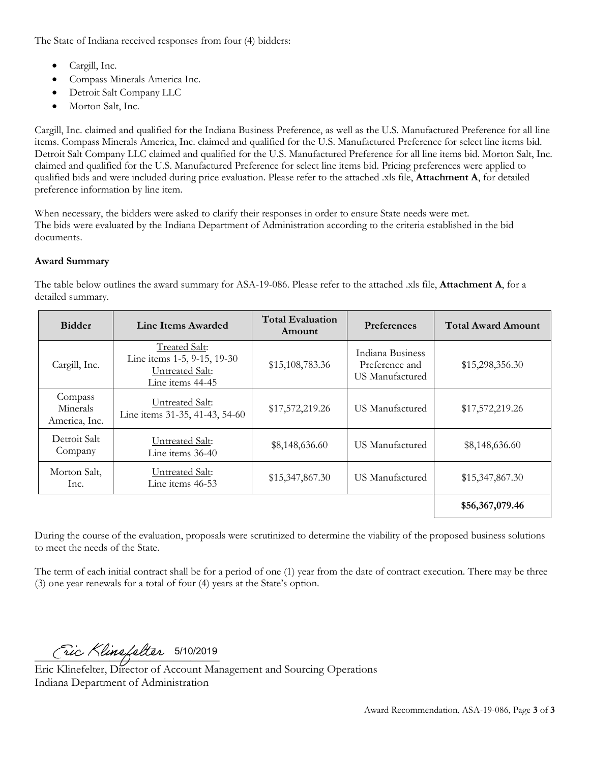The State of Indiana received responses from four (4) bidders:

- Cargill, Inc.
- Compass Minerals America Inc.
- Detroit Salt Company LLC
- Morton Salt, Inc.

Cargill, Inc. claimed and qualified for the Indiana Business Preference, as well as the U.S. Manufactured Preference for all line items. Compass Minerals America, Inc. claimed and qualified for the U.S. Manufactured Preference for select line items bid. Detroit Salt Company LLC claimed and qualified for the U.S. Manufactured Preference for all line items bid. Morton Salt, Inc. claimed and qualified for the U.S. Manufactured Preference for select line items bid. Pricing preferences were applied to qualified bids and were included during price evaluation. Please refer to the attached .xls file, **Attachment A**, for detailed preference information by line item.

When necessary, the bidders were asked to clarify their responses in order to ensure State needs were met.
The bids were evaluated by the Indiana Department of Administration according to the criteria established in the bid documents.

**Award Summary**

The table below outlines the award summary for ASA-19-086. Please refer to the attached .xls file, **Attachment A**, for a detailed summary.

| Bidder | Line Items Awarded | Total Evaluation Amount | Preferences | Total Award Amount |
|---|---|---|---|---|
| Cargill, Inc. | Treated Salt: Line items 1-5, 9-15, 19-30 Untreated Salt: Line items 44-45 | $15,108,783.36 | Indiana Business Preference and US Manufactured | $15,298,356.30 |
| Compass Minerals America, Inc. | Untreated Salt: Line items 31-35, 41-43, 54-60 | $17,572,219.26 | US Manufactured | $17,572,219.26 |
| Detroit Salt Company | Untreated Salt: Line items 36-40 | $8,148,636.60 | US Manufactured | $8,148,636.60 |
| Morton Salt, Inc. | Untreated Salt: Line items 46-53 | $15,347,867.30 | US Manufactured | $15,347,867.30 |
| | | | | **$56,367,079.46** |

During the course of the evaluation, proposals were scrutinized to determine the viability of the proposed business solutions to meet the needs of the State.

The term of each initial contract shall be for a period of one (1) year from the date of contract execution. There may be three (3) one year renewals for a total of four (4) years at the State's option.

Eric Klinefelter 5/10/2019

Eric Klinefelter, Director of Account Management and Sourcing Operations
Indiana Department of Administration